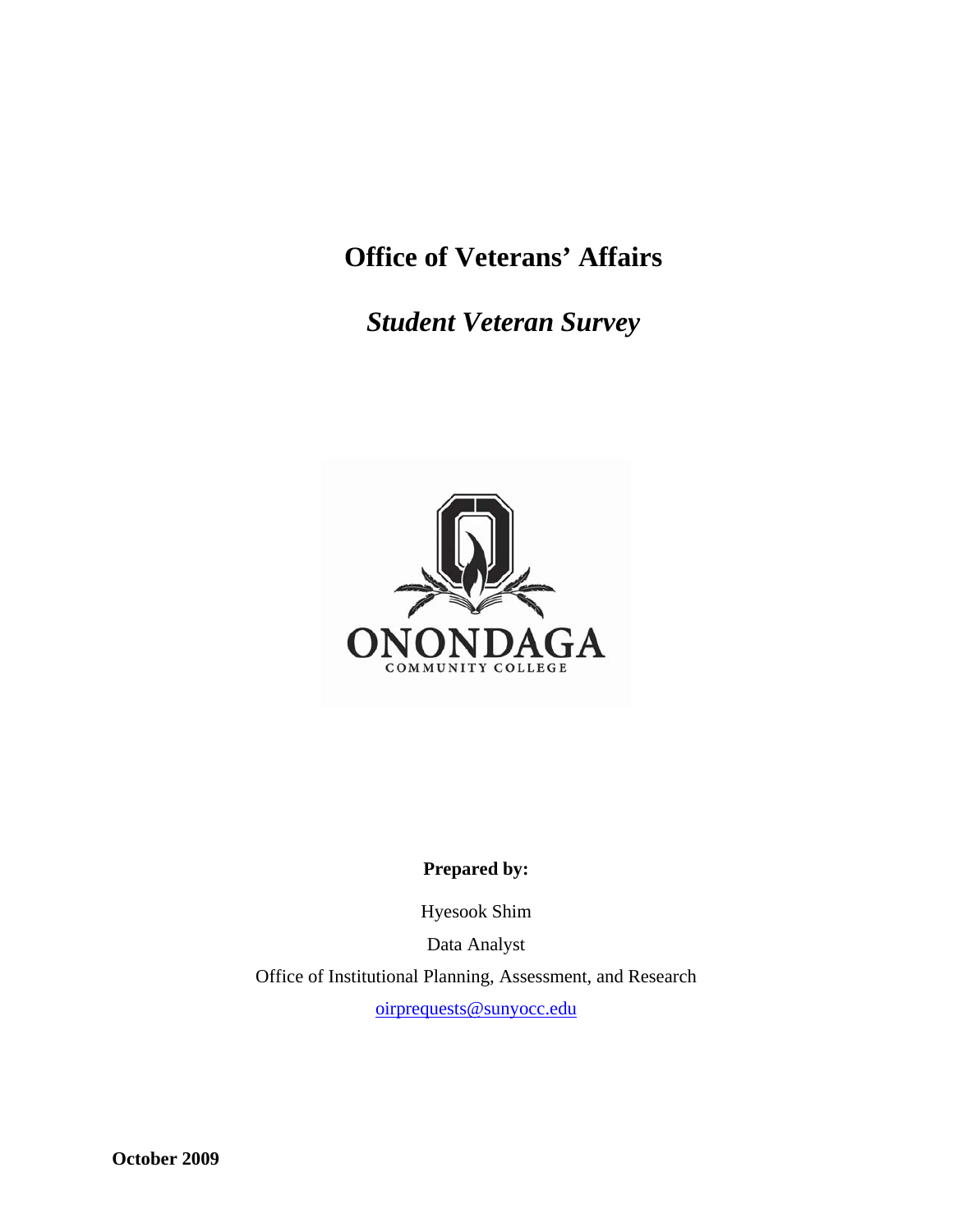# Office of Veterans' Affairs

## *Student Veteran Survey*

**Prepared by:**

Hyesook Shim

Data Analyst

Office of Institutional Planning, Assessment, and Research

oirprequests@sunyocc.edu

**October 2009**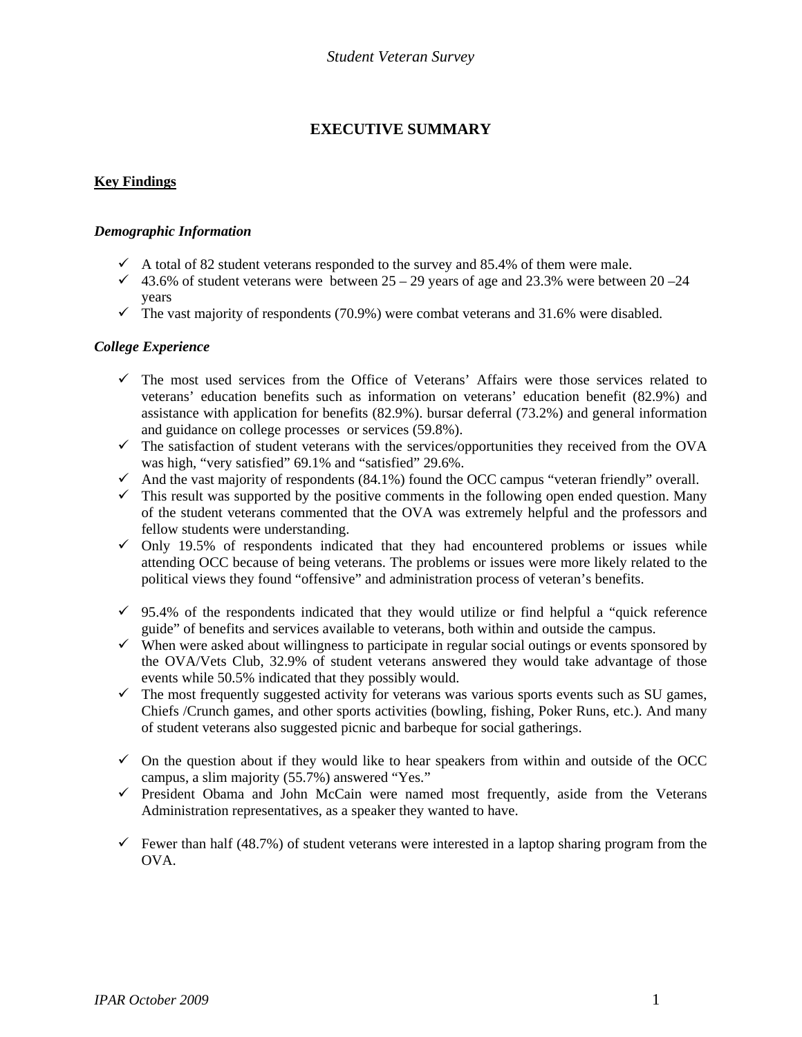# EXECUTIVE SUMMARY

## Key Findings

### *Demographic Information*

- A total of 82 student veterans responded to the survey and 85.4% of them were male.
- 43.6% of student veterans were between 25 – 29 years of age and 23.3% were between 20 –24 years
- The vast majority of respondents (70.9%) were combat veterans and 31.6% were disabled.

### *College Experience*

- The most used services from the Office of Veterans' Affairs were those services related to veterans' education benefits such as information on veterans' education benefit (82.9%) and assistance with application for benefits (82.9%). bursar deferral (73.2%) and general information and guidance on college processes or services (59.8%).
- The satisfaction of student veterans with the services/opportunities they received from the OVA was high, "very satisfied" 69.1% and "satisfied" 29.6%.
- And the vast majority of respondents (84.1%) found the OCC campus "veteran friendly" overall.
- This result was supported by the positive comments in the following open ended question. Many of the student veterans commented that the OVA was extremely helpful and the professors and fellow students were understanding.
- Only 19.5% of respondents indicated that they had encountered problems or issues while attending OCC because of being veterans. The problems or issues were more likely related to the political views they found "offensive" and administration process of veteran's benefits.

- 95.4% of the respondents indicated that they would utilize or find helpful a "quick reference guide" of benefits and services available to veterans, both within and outside the campus.
- When were asked about willingness to participate in regular social outings or events sponsored by the OVA/Vets Club, 32.9% of student veterans answered they would take advantage of those events while 50.5% indicated that they possibly would.
- The most frequently suggested activity for veterans was various sports events such as SU games, Chiefs /Crunch games, and other sports activities (bowling, fishing, Poker Runs, etc.). And many of student veterans also suggested picnic and barbeque for social gatherings.

- On the question about if they would like to hear speakers from within and outside of the OCC campus, a slim majority (55.7%) answered "Yes."
- President Obama and John McCain were named most frequently, aside from the Veterans Administration representatives, as a speaker they wanted to have.

- Fewer than half (48.7%) of student veterans were interested in a laptop sharing program from the OVA.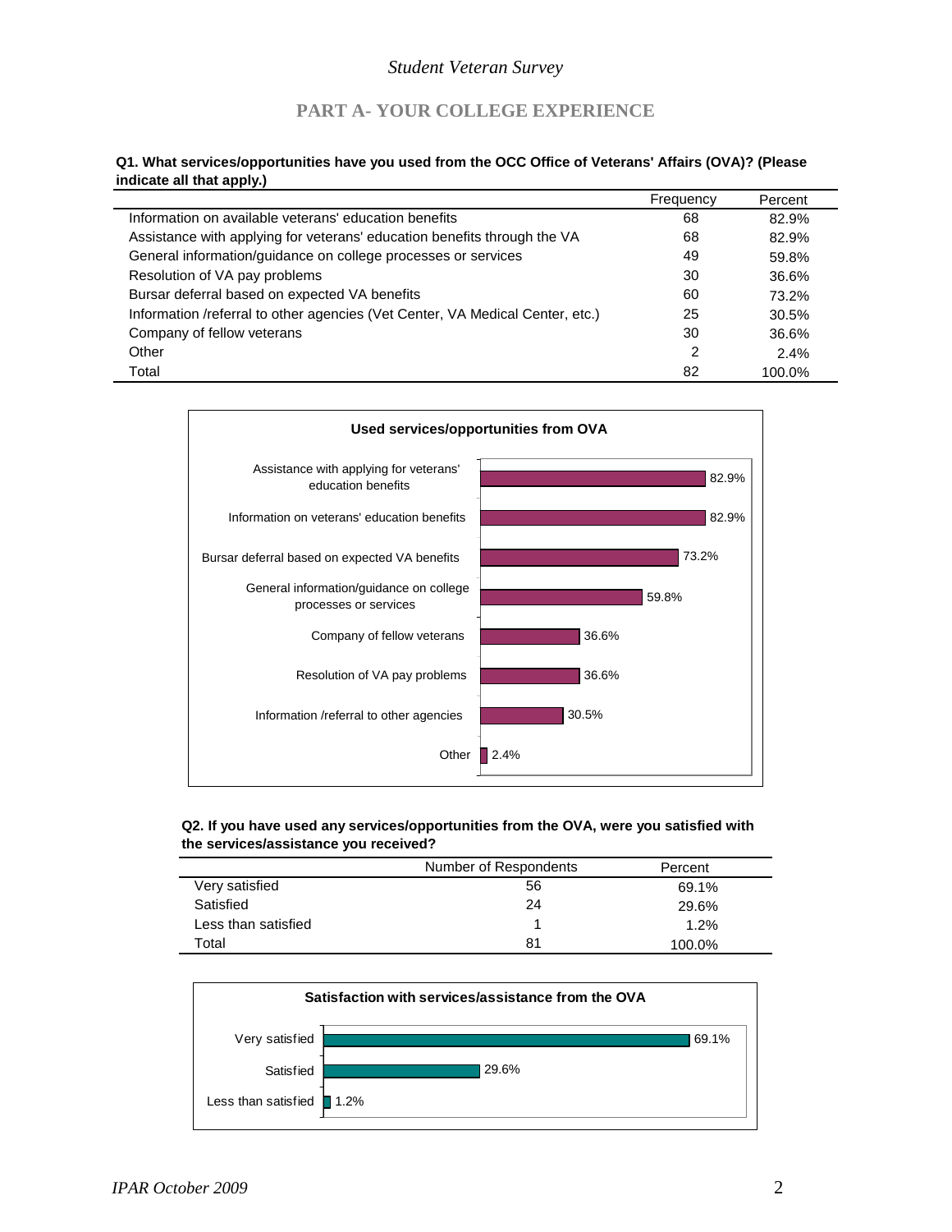## PART A- YOUR COLLEGE EXPERIENCE

**Q1. What services/opportunities have you used from the OCC Office of Veterans' Affairs (OVA)? (Please indicate all that apply.)**

| | Frequency | Percent |
|---|---|---|
| Information on available veterans' education benefits | 68 | 82.9% |
| Assistance with applying for veterans' education benefits through the VA | 68 | 82.9% |
| General information/guidance on college processes or services | 49 | 59.8% |
| Resolution of VA pay problems | 30 | 36.6% |
| Bursar deferral based on expected VA benefits | 60 | 73.2% |
| Information /referral to other agencies (Vet Center, VA Medical Center, etc.) | 25 | 30.5% |
| Company of fellow veterans | 30 | 36.6% |
| Other | 2 | 2.4% |
| Total | 82 | 100.0% |

**Used services/opportunities from OVA**

| Service | Percent |
|---|---|
| Assistance with applying for veterans' education benefits | 82.9% |
| Information on veterans' education benefits | 82.9% |
| Bursar deferral based on expected VA benefits | 73.2% |
| General information/guidance on college processes or services | 59.8% |
| Company of fellow veterans | 36.6% |
| Resolution of VA pay problems | 36.6% |
| Information /referral to other agencies | 30.5% |
| Other | 2.4% |

**Q2. If you have used any services/opportunities from the OVA, were you satisfied with the services/assistance you received?**

| | Number of Respondents | Percent |
|---|---|---|
| Very satisfied | 56 | 69.1% |
| Satisfied | 24 | 29.6% |
| Less than satisfied | 1 | 1.2% |
| Total | 81 | 100.0% |

**Satisfaction with services/assistance from the OVA**

| | Percent |
|---|---|
| Very satisfied | 69.1% |
| Satisfied | 29.6% |
| Less than satisfied | 1.2% |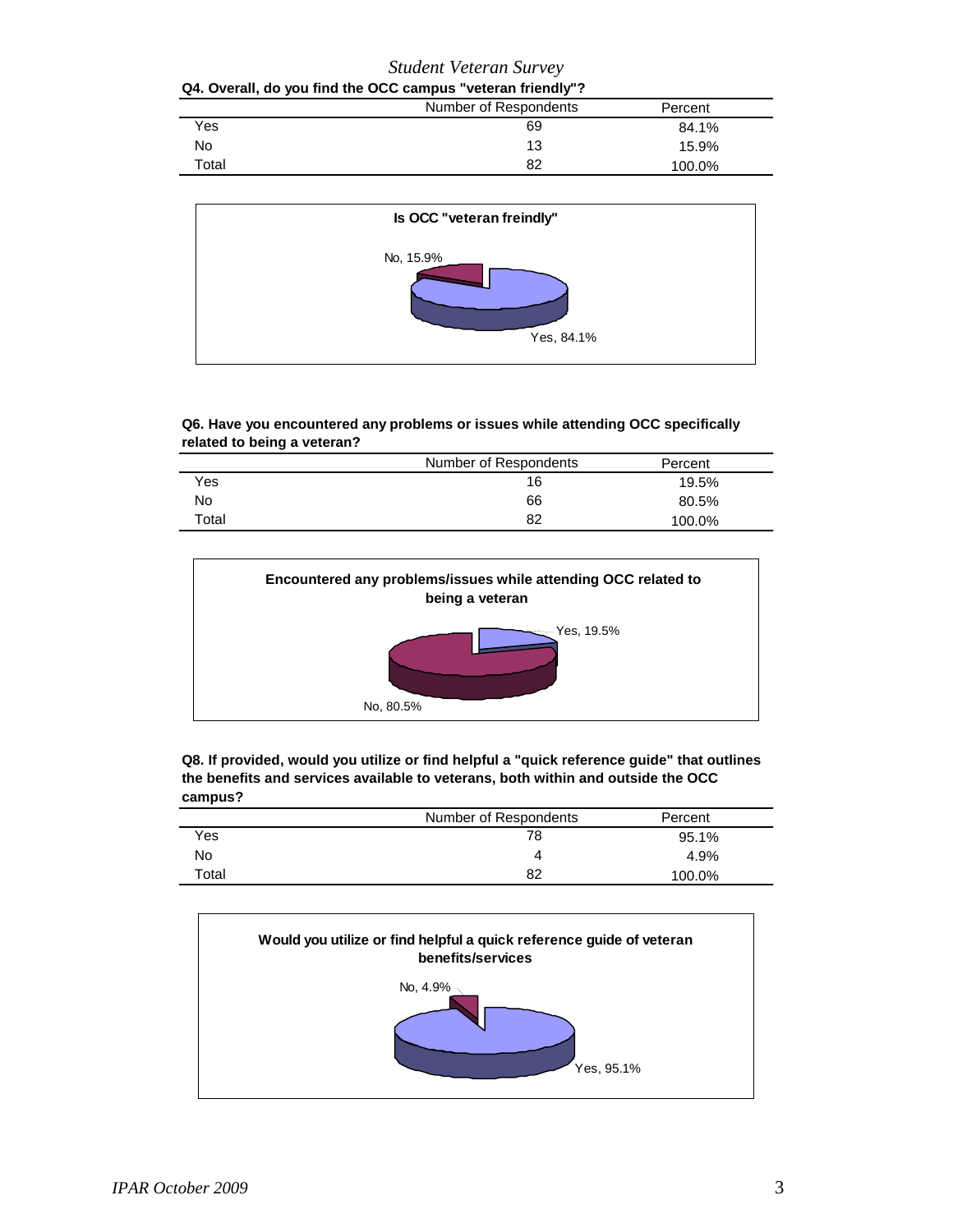*Student Veteran Survey*

**Q4. Overall, do you find the OCC campus "veteran friendly"?**

| | Number of Respondents | Percent |
|---|---|---|
| Yes | 69 | 84.1% |
| No | 13 | 15.9% |
| Total | 82 | 100.0% |

**Is OCC "veteran freindly"**

No, 15.9%

Yes, 84.1%

**Q6. Have you encountered any problems or issues while attending OCC specifically related to being a veteran?**

| | Number of Respondents | Percent |
|---|---|---|
| Yes | 16 | 19.5% |
| No | 66 | 80.5% |
| Total | 82 | 100.0% |

**Encountered any problems/issues while attending OCC related to being a veteran**

Yes, 19.5%

No, 80.5%

**Q8. If provided, would you utilize or find helpful a "quick reference guide" that outlines the benefits and services available to veterans, both within and outside the OCC campus?**

| | Number of Respondents | Percent |
|---|---|---|
| Yes | 78 | 95.1% |
| No | 4 | 4.9% |
| Total | 82 | 100.0% |

**Would you utilize or find helpful a quick reference guide of veteran benefits/services**

No, 4.9%

Yes, 95.1%

*IPAR October 2009*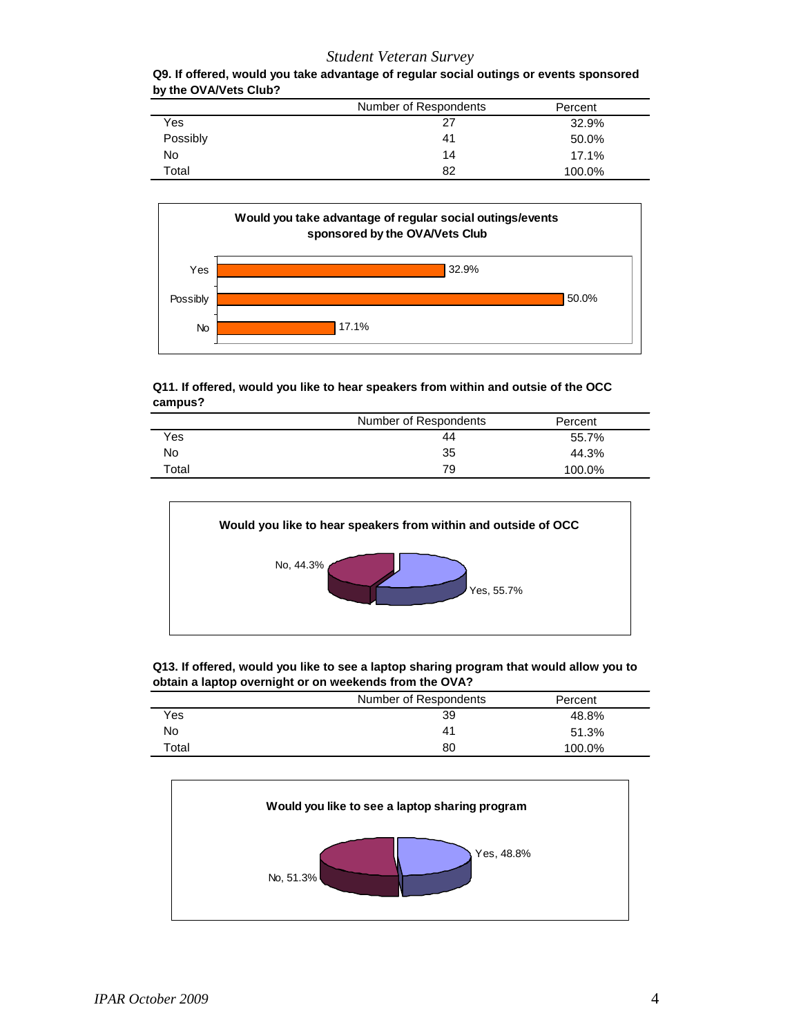**Q9. If offered, would you take advantage of regular social outings or events sponsored by the OVA/Vets Club?**

| | Number of Respondents | Percent |
|---|---|---|
| Yes | 27 | 32.9% |
| Possibly | 41 | 50.0% |
| No | 14 | 17.1% |
| Total | 82 | 100.0% |

**Would you take advantage of regular social outings/events sponsored by the OVA/Vets Club**

| | Percent |
|---|---|
| Yes | 32.9% |
| Possibly | 50.0% |
| No | 17.1% |

**Q11. If offered, would you like to hear speakers from within and outsie of the OCC campus?**

| | Number of Respondents | Percent |
|---|---|---|
| Yes | 44 | 55.7% |
| No | 35 | 44.3% |
| Total | 79 | 100.0% |

**Would you like to hear speakers from within and outside of OCC**

No, 44.3%

Yes, 55.7%

**Q13. If offered, would you like to see a laptop sharing program that would allow you to obtain a laptop overnight or on weekends from the OVA?**

| | Number of Respondents | Percent |
|---|---|---|
| Yes | 39 | 48.8% |
| No | 41 | 51.3% |
| Total | 80 | 100.0% |

**Would you like to see a laptop sharing program**

Yes, 48.8%

No, 51.3%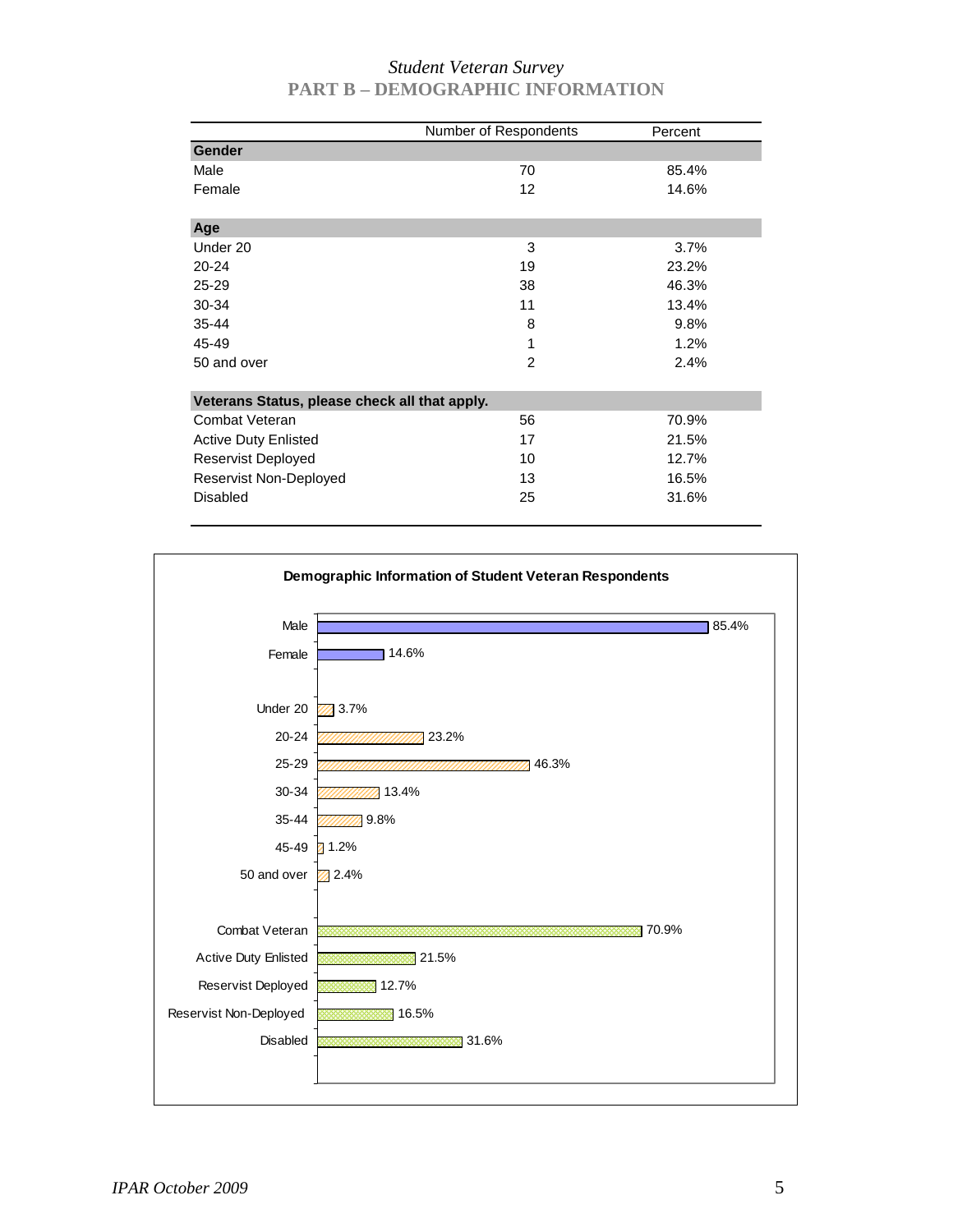*Student Veteran Survey*

## PART B – DEMOGRAPHIC INFORMATION

| | Number of Respondents | Percent |
|---|---|---|
| **Gender** | | |
| Male | 70 | 85.4% |
| Female | 12 | 14.6% |
| **Age** | | |
| Under 20 | 3 | 3.7% |
| 20-24 | 19 | 23.2% |
| 25-29 | 38 | 46.3% |
| 30-34 | 11 | 13.4% |
| 35-44 | 8 | 9.8% |
| 45-49 | 1 | 1.2% |
| 50 and over | 2 | 2.4% |
| **Veterans Status, please check all that apply.** | | |
| Combat Veteran | 56 | 70.9% |
| Active Duty Enlisted | 17 | 21.5% |
| Reservist Deployed | 10 | 12.7% |
| Reservist Non-Deployed | 13 | 16.5% |
| Disabled | 25 | 31.6% |

**Demographic Information of Student Veteran Respondents**

| Category | Percent |
|---|---|
| Male | 85.4% |
| Female | 14.6% |
| Under 20 | 3.7% |
| 20-24 | 23.2% |
| 25-29 | 46.3% |
| 30-34 | 13.4% |
| 35-44 | 9.8% |
| 45-49 | 1.2% |
| 50 and over | 2.4% |
| Combat Veteran | 70.9% |
| Active Duty Enlisted | 21.5% |
| Reservist Deployed | 12.7% |
| Reservist Non-Deployed | 16.5% |
| Disabled | 31.6% |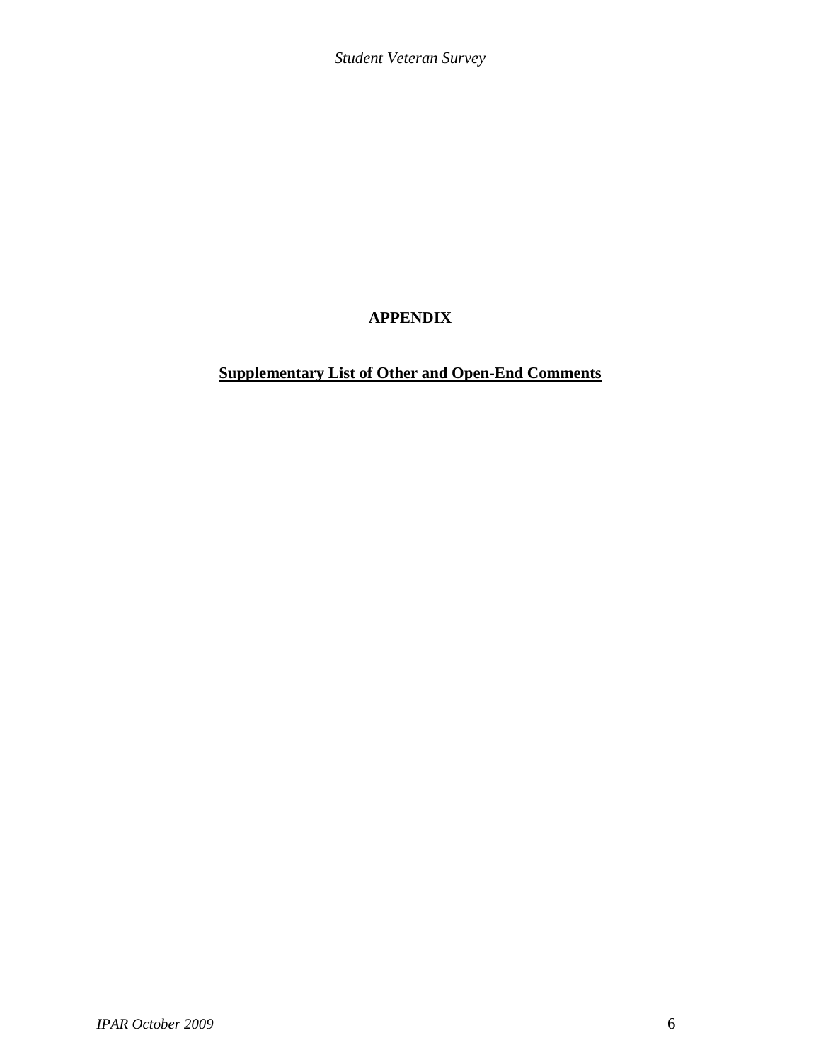# APPENDIX

## Supplementary List of Other and Open-End Comments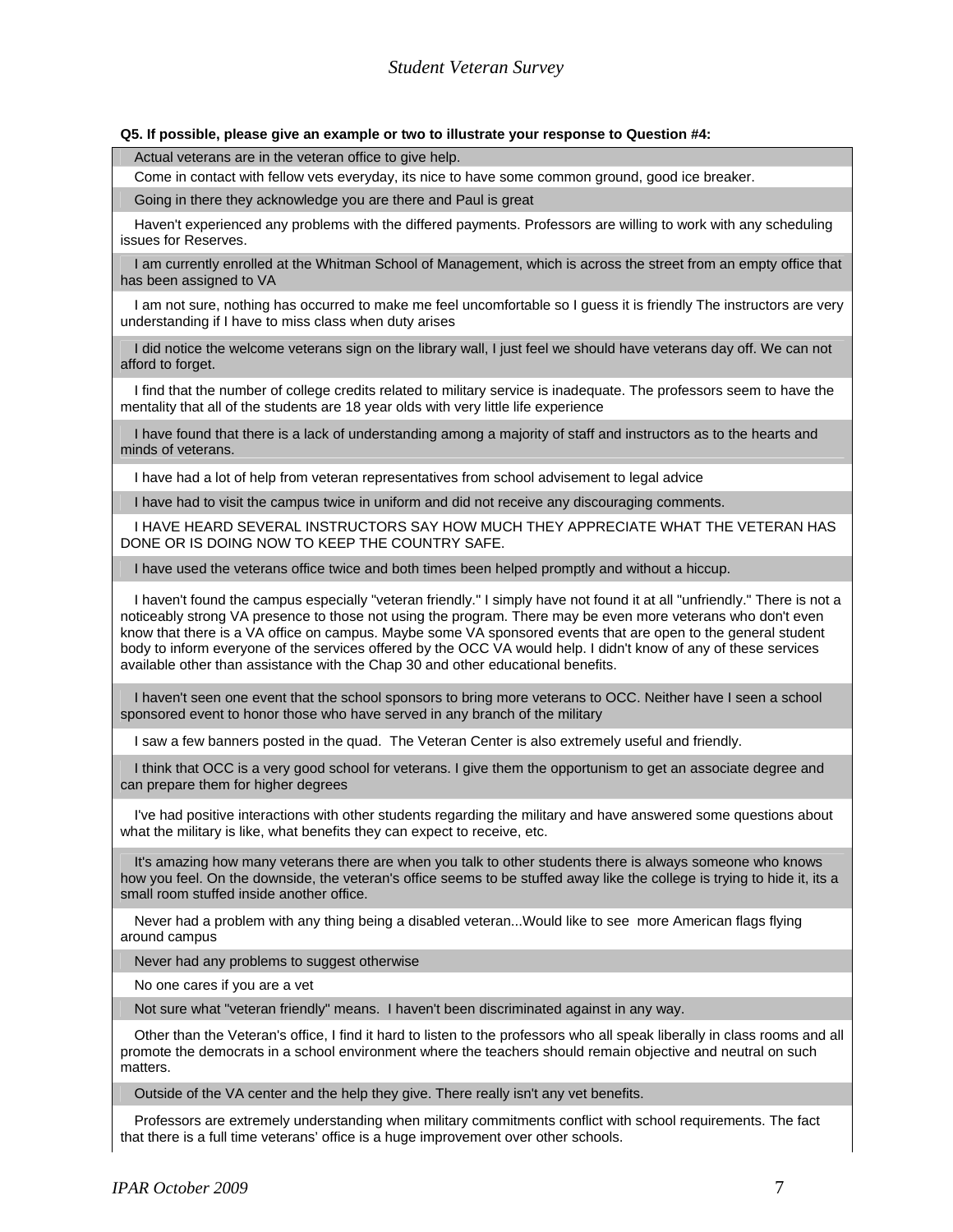**Q5. If possible, please give an example or two to illustrate your response to Question #4:**

| |
|---|
| Actual veterans are in the veteran office to give help. |
| Come in contact with fellow vets everyday, its nice to have some common ground, good ice breaker. |
| Going in there they acknowledge you are there and Paul is great |
| Haven't experienced any problems with the differed payments. Professors are willing to work with any scheduling issues for Reserves. |
| I am currently enrolled at the Whitman School of Management, which is across the street from an empty office that has been assigned to VA |
| I am not sure, nothing has occurred to make me feel uncomfortable so I guess it is friendly The instructors are very understanding if I have to miss class when duty arises |
| I did notice the welcome veterans sign on the library wall, I just feel we should have veterans day off. We can not afford to forget. |
| I find that the number of college credits related to military service is inadequate. The professors seem to have the mentality that all of the students are 18 year olds with very little life experience |
| I have found that there is a lack of understanding among a majority of staff and instructors as to the hearts and minds of veterans. |
| I have had a lot of help from veteran representatives from school advisement to legal advice |
| I have had to visit the campus twice in uniform and did not receive any discouraging comments. |
| I HAVE HEARD SEVERAL INSTRUCTORS SAY HOW MUCH THEY APPRECIATE WHAT THE VETERAN HAS DONE OR IS DOING NOW TO KEEP THE COUNTRY SAFE. |
| I have used the veterans office twice and both times been helped promptly and without a hiccup. |
| I haven't found the campus especially "veteran friendly." I simply have not found it at all "unfriendly." There is not a noticeably strong VA presence to those not using the program. There may be even more veterans who don't even know that there is a VA office on campus. Maybe some VA sponsored events that are open to the general student body to inform everyone of the services offered by the OCC VA would help. I didn't know of any of these services available other than assistance with the Chap 30 and other educational benefits. |
| I haven't seen one event that the school sponsors to bring more veterans to OCC. Neither have I seen a school sponsored event to honor those who have served in any branch of the military |
| I saw a few banners posted in the quad. The Veteran Center is also extremely useful and friendly. |
| I think that OCC is a very good school for veterans. I give them the opportunism to get an associate degree and can prepare them for higher degrees |
| I've had positive interactions with other students regarding the military and have answered some questions about what the military is like, what benefits they can expect to receive, etc. |
| It's amazing how many veterans there are when you talk to other students there is always someone who knows how you feel. On the downside, the veteran's office seems to be stuffed away like the college is trying to hide it, its a small room stuffed inside another office. |
| Never had a problem with any thing being a disabled veteran...Would like to see more American flags flying around campus |
| Never had any problems to suggest otherwise |
| No one cares if you are a vet |
| Not sure what "veteran friendly" means. I haven't been discriminated against in any way. |
| Other than the Veteran's office, I find it hard to listen to the professors who all speak liberally in class rooms and all promote the democrats in a school environment where the teachers should remain objective and neutral on such matters. |
| Outside of the VA center and the help they give. There really isn't any vet benefits. |
| Professors are extremely understanding when military commitments conflict with school requirements. The fact that there is a full time veterans' office is a huge improvement over other schools. |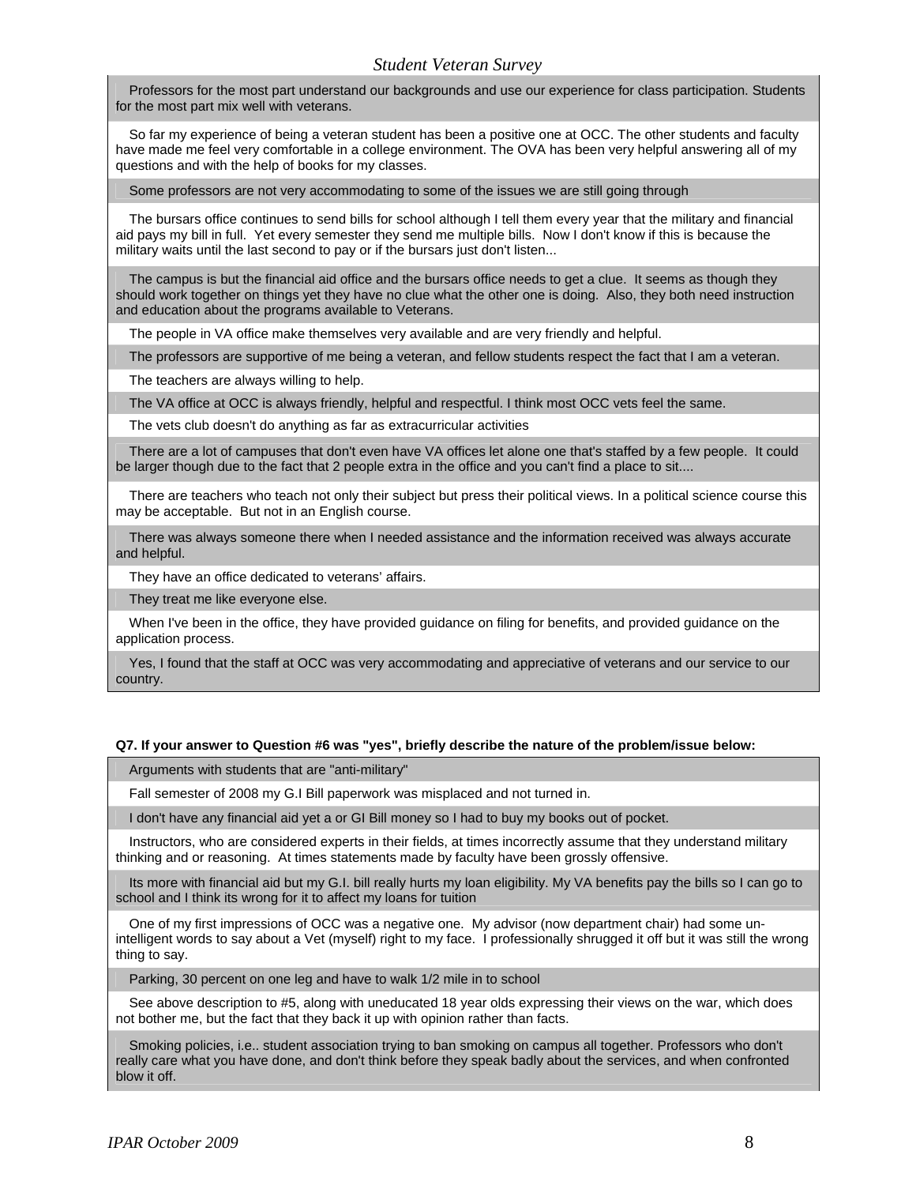Professors for the most part understand our backgrounds and use our experience for class participation. Students for the most part mix well with veterans.

So far my experience of being a veteran student has been a positive one at OCC. The other students and faculty have made me feel very comfortable in a college environment. The OVA has been very helpful answering all of my questions and with the help of books for my classes.

Some professors are not very accommodating to some of the issues we are still going through

The bursars office continues to send bills for school although I tell them every year that the military and financial aid pays my bill in full. Yet every semester they send me multiple bills. Now I don't know if this is because the military waits until the last second to pay or if the bursars just don't listen...

The campus is but the financial aid office and the bursars office needs to get a clue. It seems as though they should work together on things yet they have no clue what the other one is doing. Also, they both need instruction and education about the programs available to Veterans.

The people in VA office make themselves very available and are very friendly and helpful.

The professors are supportive of me being a veteran, and fellow students respect the fact that I am a veteran.

The teachers are always willing to help.

The VA office at OCC is always friendly, helpful and respectful. I think most OCC vets feel the same.

The vets club doesn't do anything as far as extracurricular activities

There are a lot of campuses that don't even have VA offices let alone one that's staffed by a few people. It could be larger though due to the fact that 2 people extra in the office and you can't find a place to sit....

There are teachers who teach not only their subject but press their political views. In a political science course this may be acceptable. But not in an English course.

There was always someone there when I needed assistance and the information received was always accurate and helpful.

They have an office dedicated to veterans' affairs.

They treat me like everyone else.

When I've been in the office, they have provided guidance on filing for benefits, and provided guidance on the application process.

Yes, I found that the staff at OCC was very accommodating and appreciative of veterans and our service to our country.

**Q7. If your answer to Question #6 was "yes", briefly describe the nature of the problem/issue below:**

Arguments with students that are "anti-military"

Fall semester of 2008 my G.I Bill paperwork was misplaced and not turned in.

I don't have any financial aid yet a or GI Bill money so I had to buy my books out of pocket.

Instructors, who are considered experts in their fields, at times incorrectly assume that they understand military thinking and or reasoning. At times statements made by faculty have been grossly offensive.

Its more with financial aid but my G.I. bill really hurts my loan eligibility. My VA benefits pay the bills so I can go to school and I think its wrong for it to affect my loans for tuition

One of my first impressions of OCC was a negative one. My advisor (now department chair) had some un-intelligent words to say about a Vet (myself) right to my face. I professionally shrugged it off but it was still the wrong thing to say.

Parking, 30 percent on one leg and have to walk 1/2 mile in to school

See above description to #5, along with uneducated 18 year olds expressing their views on the war, which does not bother me, but the fact that they back it up with opinion rather than facts.

Smoking policies, i.e.. student association trying to ban smoking on campus all together. Professors who don't really care what you have done, and don't think before they speak badly about the services, and when confronted blow it off.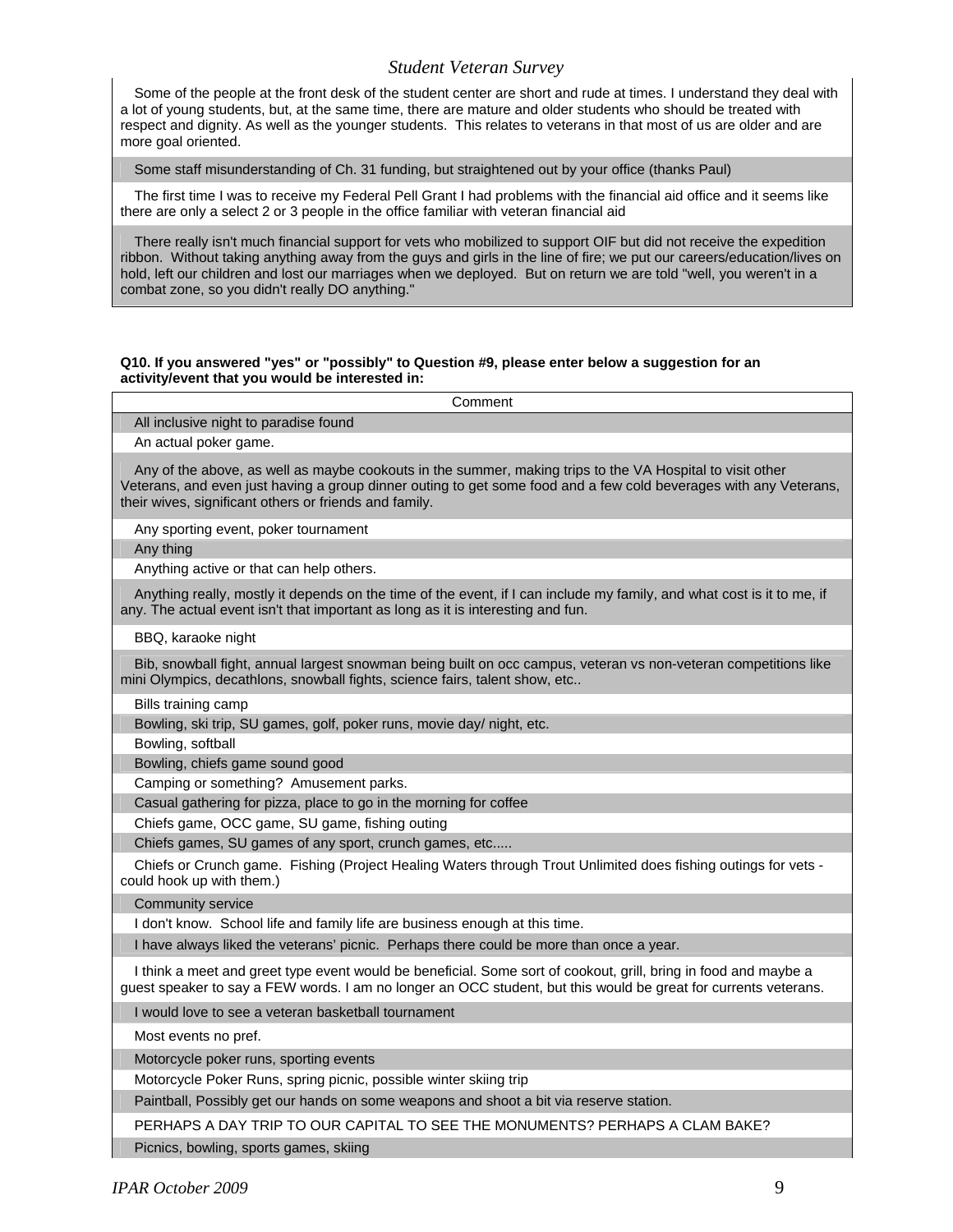| |
|---|
| Some of the people at the front desk of the student center are short and rude at times. I understand they deal with a lot of young students, but, at the same time, there are mature and older students who should be treated with respect and dignity. As well as the younger students. This relates to veterans in that most of us are older and are more goal oriented. |
| Some staff misunderstanding of Ch. 31 funding, but straightened out by your office (thanks Paul) |
| The first time I was to receive my Federal Pell Grant I had problems with the financial aid office and it seems like there are only a select 2 or 3 people in the office familiar with veteran financial aid |
| There really isn't much financial support for vets who mobilized to support OIF but did not receive the expedition ribbon. Without taking anything away from the guys and girls in the line of fire; we put our careers/education/lives on hold, left our children and lost our marriages when we deployed. But on return we are told "well, you weren't in a combat zone, so you didn't really DO anything." |

**Q10. If you answered "yes" or "possibly" to Question #9, please enter below a suggestion for an activity/event that you would be interested in:**

| Comment |
|---|
| All inclusive night to paradise found |
| An actual poker game. |
| Any of the above, as well as maybe cookouts in the summer, making trips to the VA Hospital to visit other Veterans, and even just having a group dinner outing to get some food and a few cold beverages with any Veterans, their wives, significant others or friends and family. |
| Any sporting event, poker tournament |
| Any thing |
| Anything active or that can help others. |
| Anything really, mostly it depends on the time of the event, if I can include my family, and what cost is it to me, if any. The actual event isn't that important as long as it is interesting and fun. |
| BBQ, karaoke night |
| Bib, snowball fight, annual largest snowman being built on occ campus, veteran vs non-veteran competitions like mini Olympics, decathlons, snowball fights, science fairs, talent show, etc.. |
| Bills training camp |
| Bowling, ski trip, SU games, golf, poker runs, movie day/ night, etc. |
| Bowling, softball |
| Bowling, chiefs game sound good |
| Camping or something? Amusement parks. |
| Casual gathering for pizza, place to go in the morning for coffee |
| Chiefs game, OCC game, SU game, fishing outing |
| Chiefs games, SU games of any sport, crunch games, etc..... |
| Chiefs or Crunch game. Fishing (Project Healing Waters through Trout Unlimited does fishing outings for vets - could hook up with them.) |
| Community service |
| I don't know. School life and family life are business enough at this time. |
| I have always liked the veterans' picnic. Perhaps there could be more than once a year. |
| I think a meet and greet type event would be beneficial. Some sort of cookout, grill, bring in food and maybe a guest speaker to say a FEW words. I am no longer an OCC student, but this would be great for currents veterans. |
| I would love to see a veteran basketball tournament |
| Most events no pref. |
| Motorcycle poker runs, sporting events |
| Motorcycle Poker Runs, spring picnic, possible winter skiing trip |
| Paintball, Possibly get our hands on some weapons and shoot a bit via reserve station. |
| PERHAPS A DAY TRIP TO OUR CAPITAL TO SEE THE MONUMENTS? PERHAPS A CLAM BAKE? |
| Picnics, bowling, sports games, skiing |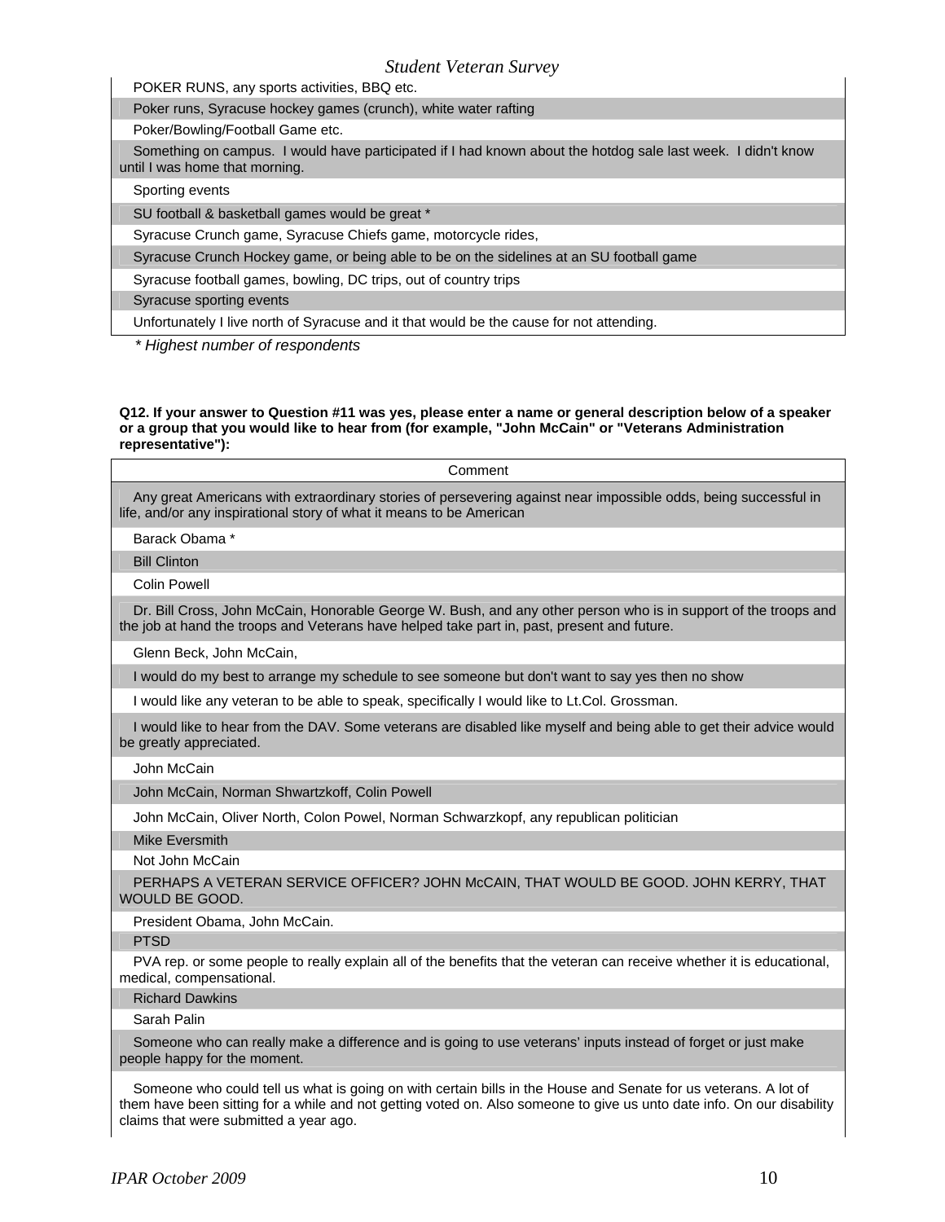| |
|---|
| POKER RUNS, any sports activities, BBQ etc. |
| Poker runs, Syracuse hockey games (crunch), white water rafting |
| Poker/Bowling/Football Game etc. |
| Something on campus. I would have participated if I had known about the hotdog sale last week. I didn't know until I was home that morning. |
| Sporting events |
| SU football & basketball games would be great * |
| Syracuse Crunch game, Syracuse Chiefs game, motorcycle rides, |
| Syracuse Crunch Hockey game, or being able to be on the sidelines at an SU football game |
| Syracuse football games, bowling, DC trips, out of country trips |
| Syracuse sporting events |
| Unfortunately I live north of Syracuse and it that would be the cause for not attending. |

*\* Highest number of respondents*

**Q12. If your answer to Question #11 was yes, please enter a name or general description below of a speaker or a group that you would like to hear from (for example, "John McCain" or "Veterans Administration representative"):**

| Comment |
|---|
| Any great Americans with extraordinary stories of persevering against near impossible odds, being successful in life, and/or any inspirational story of what it means to be American |
| Barack Obama * |
| Bill Clinton |
| Colin Powell |
| Dr. Bill Cross, John McCain, Honorable George W. Bush, and any other person who is in support of the troops and the job at hand the troops and Veterans have helped take part in, past, present and future. |
| Glenn Beck, John McCain, |
| I would do my best to arrange my schedule to see someone but don't want to say yes then no show |
| I would like any veteran to be able to speak, specifically I would like to Lt.Col. Grossman. |
| I would like to hear from the DAV. Some veterans are disabled like myself and being able to get their advice would be greatly appreciated. |
| John McCain |
| John McCain, Norman Shwartzkoff, Colin Powell |
| John McCain, Oliver North, Colon Powel, Norman Schwarzkopf, any republican politician |
| Mike Eversmith |
| Not John McCain |
| PERHAPS A VETERAN SERVICE OFFICER? JOHN McCAIN, THAT WOULD BE GOOD. JOHN KERRY, THAT WOULD BE GOOD. |
| Presidnt Obama, John McCain. |
| PTSD |
| PVA rep. or some people to really explain all of the benefits that the veteran can receive whether it is educational, medical, compensational. |
| Richard Dawkins |
| Sarah Palin |
| Someone who can really make a difference and is going to use veterans' inputs instead of forget or just make people happy for the moment. |
| Someone who could tell us what is going on with certain bills in the House and Senate for us veterans. A lot of them have been sitting for a while and not getting voted on. Also someone to give us unto date info. On our disability claims that were submitted a year ago. |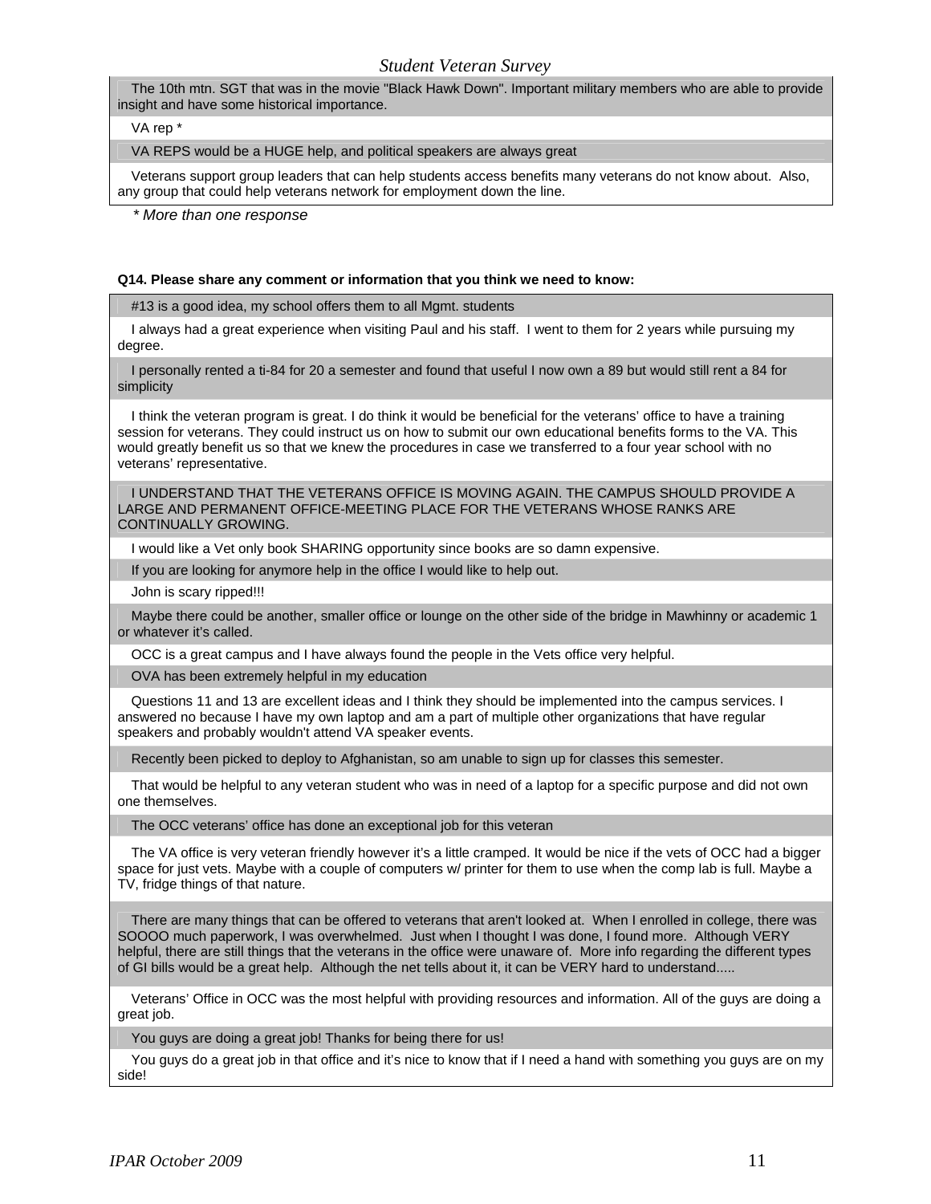| |
|---|
| The 10th mtn. SGT that was in the movie "Black Hawk Down". Important military members who are able to provide insight and have some historical importance. |
| VA rep * |
| VA REPS would be a HUGE help, and political speakers are always great |
| Veterans support group leaders that can help students access benefits many veterans do not know about. Also, any group that could help veterans network for employment down the line. |

*\* More than one response*

**Q14. Please share any comment or information that you think we need to know:**

| |
|---|
| #13 is a good idea, my school offers them to all Mgmt. students |
| I always had a great experience when visiting Paul and his staff. I went to them for 2 years while pursuing my degree. |
| I personally rented a ti-84 for 20 a semester and found that useful I now own a 89 but would still rent a 84 for simplicity |
| I think the veteran program is great. I do think it would be beneficial for the veterans' office to have a training session for veterans. They could instruct us on how to submit our own educational benefits forms to the VA. This would greatly benefit us so that we knew the procedures in case we transferred to a four year school with no veterans' representative. |
| I UNDERSTAND THAT THE VETERANS OFFICE IS MOVING AGAIN. THE CAMPUS SHOULD PROVIDE A LARGE AND PERMANENT OFFICE-MEETING PLACE FOR THE VETERANS WHOSE RANKS ARE CONTINUALLY GROWING. |
| I would like a Vet only book SHARING opportunity since books are so damn expensive. |
| If you are looking for anymore help in the office I would like to help out. |
| John is scary ripped!!! |
| Maybe there could be another, smaller office or lounge on the other side of the bridge in Mawhinny or academic 1 or whatever it's called. |
| OCC is a great campus and I have always found the people in the Vets office very helpful. |
| OVA has been extremely helpful in my education |
| Questions 11 and 13 are excellent ideas and I think they should be implemented into the campus services. I answered no because I have my own laptop and am a part of multiple other organizations that have regular speakers and probably wouldn't attend VA speaker events. |
| Recently been picked to deploy to Afghanistan, so am unable to sign up for classes this semester. |
| That would be helpful to any veteran student who was in need of a laptop for a specific purpose and did not own one themselves. |
| The OCC veterans' office has done an exceptional job for this veteran |
| The VA office is very veteran friendly however it's a little cramped. It would be nice if the vets of OCC had a bigger space for just vets. Maybe with a couple of computers w/ printer for them to use when the comp lab is full. Maybe a TV, fridge things of that nature. |
| There are many things that can be offered to veterans that aren't looked at. When I enrolled in college, there was SOOOO much paperwork, I was overwhelmed. Just when I thought I was done, I found more. Although VERY helpful, there are still things that the veterans in the office were unaware of. More info regarding the different types of GI bills would be a great help. Although the net tells about it, it can be VERY hard to understand..... |
| Veterans' Office in OCC was the most helpful with providing resources and information. All of the guys are doing a great job. |
| You guys are doing a great job! Thanks for being there for us! |
| You guys do a great job in that office and it's nice to know that if I need a hand with something you guys are on my side! |